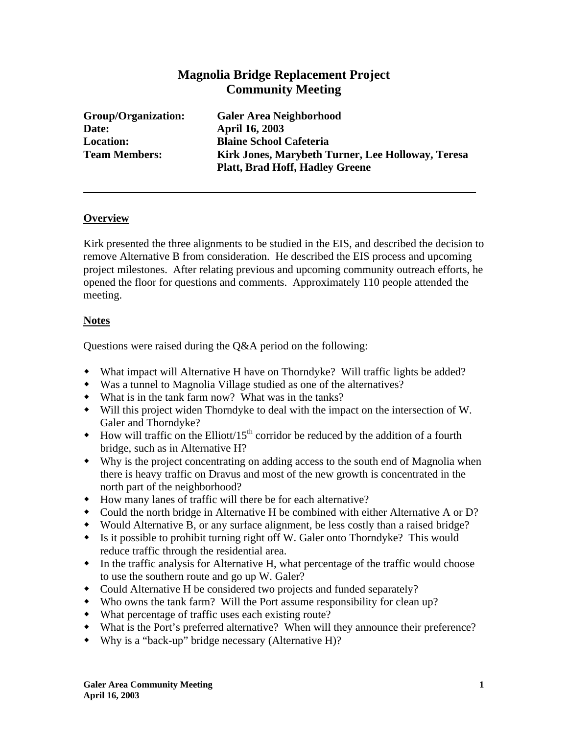# Magnolia Bridge Replacement Project
# Community Meeting

**Group/Organization:** Galer Area Neighborhood
**Date:** April 16, 2003
**Location:** Blaine School Cafeteria
**Team Members:** Kirk Jones, Marybeth Turner, Lee Holloway, Teresa Platt, Brad Hoff, Hadley Greene

---

## Overview

Kirk presented the three alignments to be studied in the EIS, and described the decision to remove Alternative B from consideration. He described the EIS process and upcoming project milestones. After relating previous and upcoming community outreach efforts, he opened the floor for questions and comments. Approximately 110 people attended the meeting.

## Notes

Questions were raised during the Q&A period on the following:

- What impact will Alternative H have on Thorndyke? Will traffic lights be added?
- Was a tunnel to Magnolia Village studied as one of the alternatives?
- What is in the tank farm now? What was in the tanks?
- Will this project widen Thorndyke to deal with the impact on the intersection of W. Galer and Thorndyke?
- How will traffic on the Elliott/15th corridor be reduced by the addition of a fourth bridge, such as in Alternative H?
- Why is the project concentrating on adding access to the south end of Magnolia when there is heavy traffic on Dravus and most of the new growth is concentrated in the north part of the neighborhood?
- How many lanes of traffic will there be for each alternative?
- Could the north bridge in Alternative H be combined with either Alternative A or D?
- Would Alternative B, or any surface alignment, be less costly than a raised bridge?
- Is it possible to prohibit turning right off W. Galer onto Thorndyke? This would reduce traffic through the residential area.
- In the traffic analysis for Alternative H, what percentage of the traffic would choose to use the southern route and go up W. Galer?
- Could Alternative H be considered two projects and funded separately?
- Who owns the tank farm? Will the Port assume responsibility for clean up?
- What percentage of traffic uses each existing route?
- What is the Port's preferred alternative? When will they announce their preference?
- Why is a "back-up" bridge necessary (Alternative H)?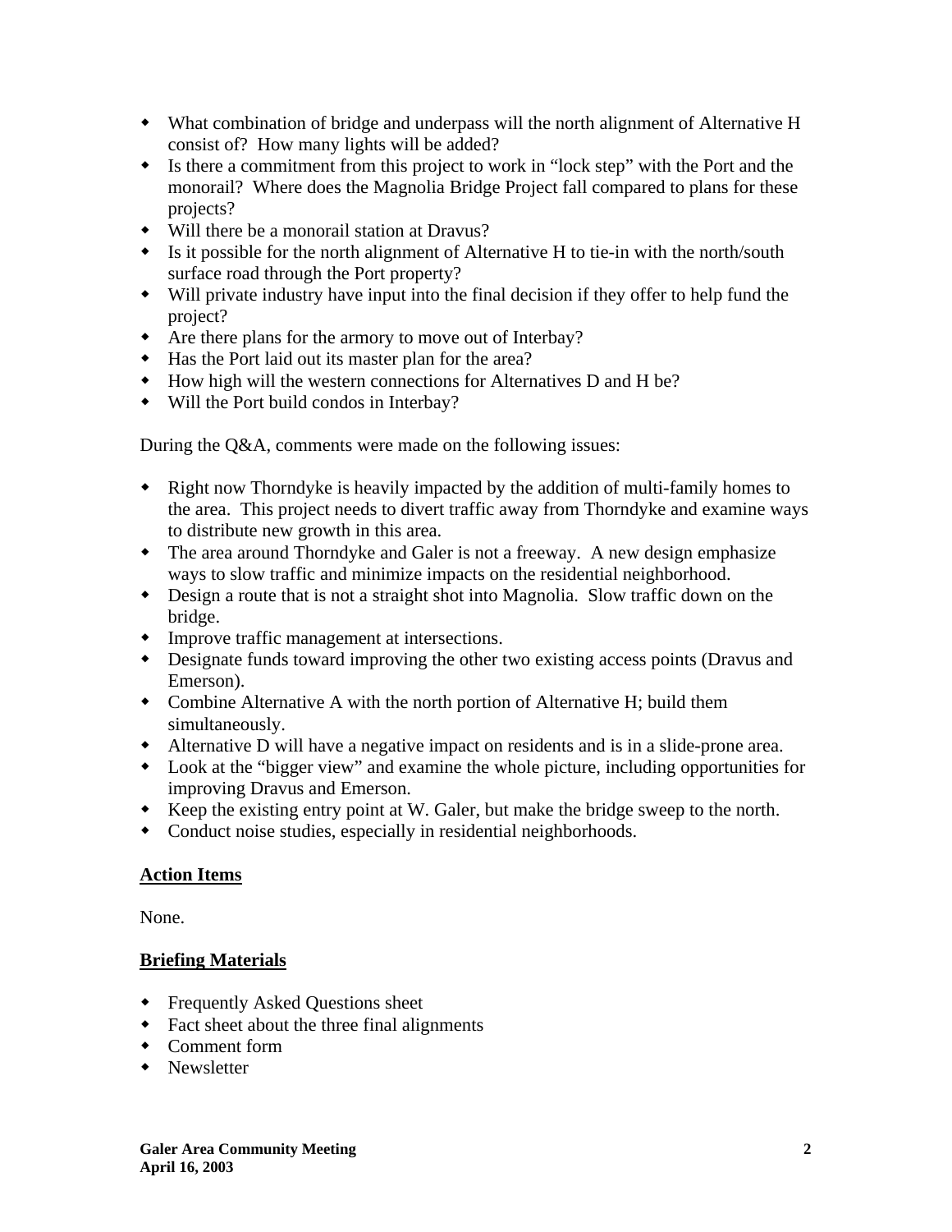- What combination of bridge and underpass will the north alignment of Alternative H consist of? How many lights will be added?
- Is there a commitment from this project to work in "lock step" with the Port and the monorail? Where does the Magnolia Bridge Project fall compared to plans for these projects?
- Will there be a monorail station at Dravus?
- Is it possible for the north alignment of Alternative H to tie-in with the north/south surface road through the Port property?
- Will private industry have input into the final decision if they offer to help fund the project?
- Are there plans for the armory to move out of Interbay?
- Has the Port laid out its master plan for the area?
- How high will the western connections for Alternatives D and H be?
- Will the Port build condos in Interbay?

During the Q&A, comments were made on the following issues:

- Right now Thorndyke is heavily impacted by the addition of multi-family homes to the area. This project needs to divert traffic away from Thorndyke and examine ways to distribute new growth in this area.
- The area around Thorndyke and Galer is not a freeway. A new design emphasize ways to slow traffic and minimize impacts on the residential neighborhood.
- Design a route that is not a straight shot into Magnolia. Slow traffic down on the bridge.
- Improve traffic management at intersections.
- Designate funds toward improving the other two existing access points (Dravus and Emerson).
- Combine Alternative A with the north portion of Alternative H; build them simultaneously.
- Alternative D will have a negative impact on residents and is in a slide-prone area.
- Look at the "bigger view" and examine the whole picture, including opportunities for improving Dravus and Emerson.
- Keep the existing entry point at W. Galer, but make the bridge sweep to the north.
- Conduct noise studies, especially in residential neighborhoods.

## Action Items

None.

## Briefing Materials

- Frequently Asked Questions sheet
- Fact sheet about the three final alignments
- Comment form
- Newsletter